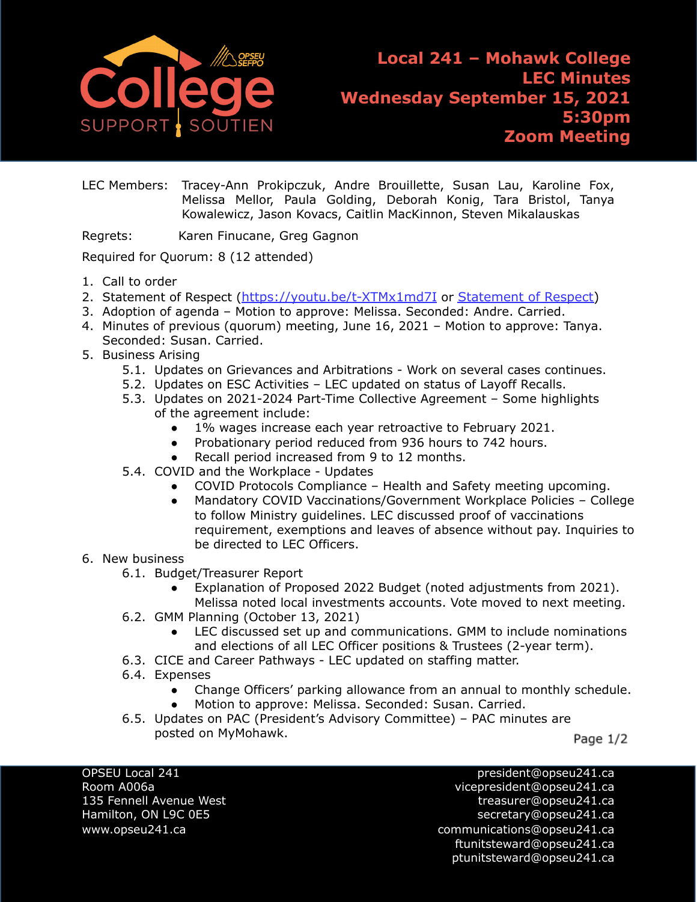# Local 241 – Mohawk College
## LEC Minutes
## Wednesday September 15, 2021
## 5:30pm
## Zoom Meeting

LEC Members: Tracey-Ann Prokipczuk, Andre Brouillette, Susan Lau, Karoline Fox, Melissa Mellor, Paula Golding, Deborah Konig, Tara Bristol, Tanya Kowalewicz, Jason Kovacs, Caitlin MacKinnon, Steven Mikalauskas

Regrets: Karen Finucane, Greg Gagnon

Required for Quorum: 8 (12 attended)

1. Call to order
2. Statement of Respect (https://youtu.be/t-XTMx1md7I or Statement of Respect)
3. Adoption of agenda – Motion to approve: Melissa. Seconded: Andre. Carried.
4. Minutes of previous (quorum) meeting, June 16, 2021 – Motion to approve: Tanya. Seconded: Susan. Carried.
5. Business Arising
   - 5.1. Updates on Grievances and Arbitrations - Work on several cases continues.
   - 5.2. Updates on ESC Activities – LEC updated on status of Layoff Recalls.
   - 5.3. Updates on 2021-2024 Part-Time Collective Agreement – Some highlights of the agreement include:
     - 1% wages increase each year retroactive to February 2021.
     - Probationary period reduced from 936 hours to 742 hours.
     - Recall period increased from 9 to 12 months.
   - 5.4. COVID and the Workplace - Updates
     - COVID Protocols Compliance – Health and Safety meeting upcoming.
     - Mandatory COVID Vaccinations/Government Workplace Policies – College to follow Ministry guidelines. LEC discussed proof of vaccinations requirement, exemptions and leaves of absence without pay. Inquiries to be directed to LEC Officers.
6. New business
   - 6.1. Budget/Treasurer Report
     - Explanation of Proposed 2022 Budget (noted adjustments from 2021). Melissa noted local investments accounts. Vote moved to next meeting.
   - 6.2. GMM Planning (October 13, 2021)
     - LEC discussed set up and communications. GMM to include nominations and elections of all LEC Officer positions & Trustees (2-year term).
   - 6.3. CICE and Career Pathways - LEC updated on staffing matter.
   - 6.4. Expenses
     - Change Officers' parking allowance from an annual to monthly schedule.
     - Motion to approve: Melissa. Seconded: Susan. Carried.
   - 6.5. Updates on PAC (President's Advisory Committee) – PAC minutes are posted on MyMohawk.

OPSEU Local 241
Room A006a
135 Fennell Avenue West
Hamilton, ON L9C 0E5
www.opseu241.ca

president@opseu241.ca
vicepresident@opseu241.ca
treasurer@opseu241.ca
secretary@opseu241.ca
communications@opseu241.ca
ftunitsteward@opseu241.ca
ptunitsteward@opseu241.ca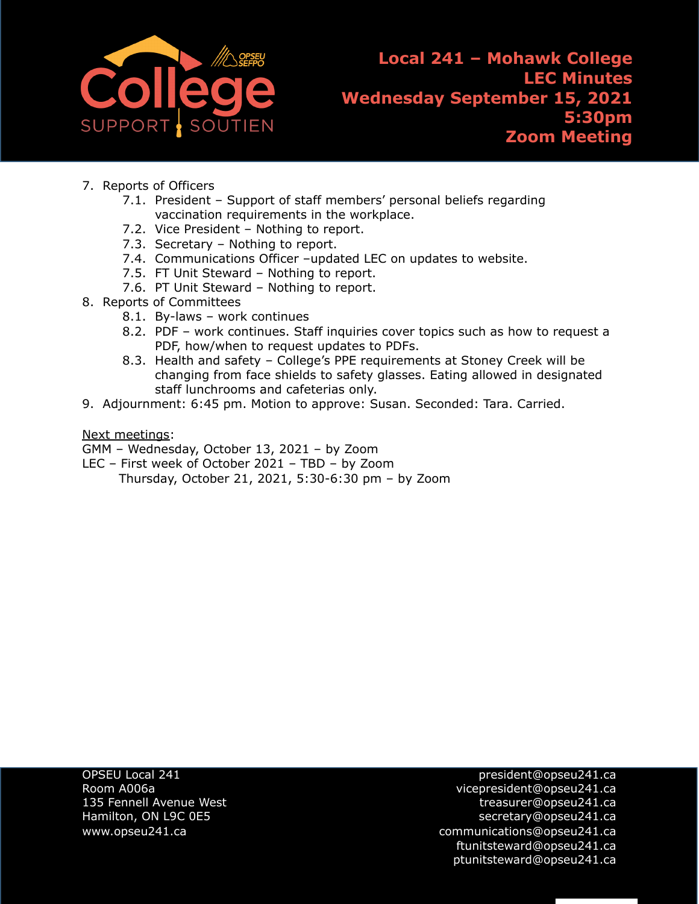7. Reports of Officers
    7.1. President – Support of staff members' personal beliefs regarding vaccination requirements in the workplace.
    7.2. Vice President – Nothing to report.
    7.3. Secretary – Nothing to report.
    7.4. Communications Officer –updated LEC on updates to website.
    7.5. FT Unit Steward – Nothing to report.
    7.6. PT Unit Steward – Nothing to report.
8. Reports of Committees
    8.1. By-laws – work continues
    8.2. PDF – work continues. Staff inquiries cover topics such as how to request a PDF, how/when to request updates to PDFs.
    8.3. Health and safety – College's PPE requirements at Stoney Creek will be changing from face shields to safety glasses. Eating allowed in designated staff lunchrooms and cafeterias only.
9. Adjournment: 6:45 pm. Motion to approve: Susan. Seconded: Tara. Carried.

<u>Next meetings</u>:

GMM – Wednesday, October 13, 2021 – by Zoom

LEC – First week of October 2021 – TBD – by Zoom

Thursday, October 21, 2021, 5:30-6:30 pm – by Zoom